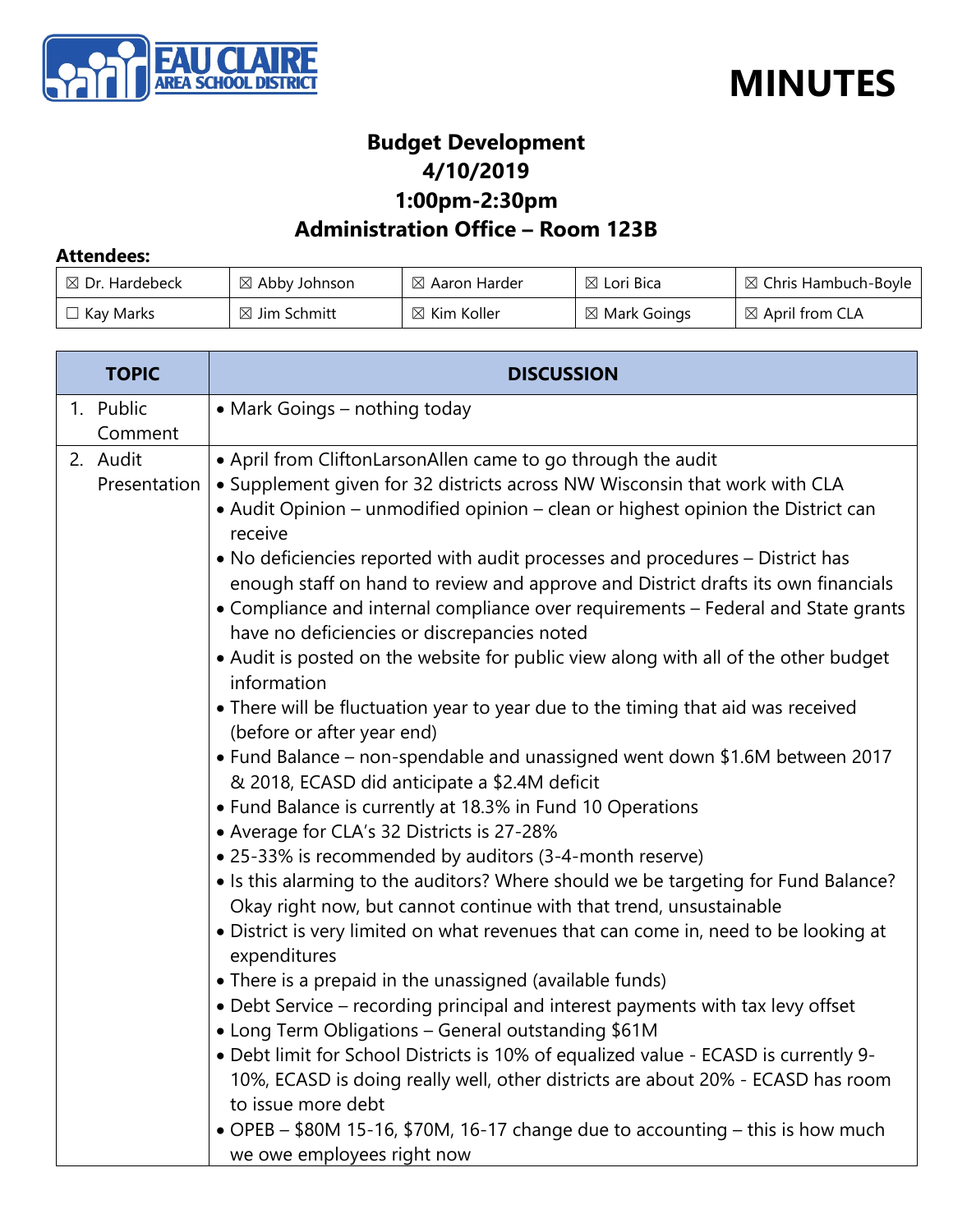EAU CLAIRE AREA SCHOOL DISTRICT

# MINUTES

## Budget Development
## 4/10/2019
## 1:00pm-2:30pm
## Administration Office – Room 123B

**Attendees:**

| | | | | |
|---|---|---|---|---|
| ☒ Dr. Hardebeck | ☒ Abby Johnson | ☒ Aaron Harder | ☒ Lori Bica | ☒ Chris Hambuch-Boyle |
| ☐ Kay Marks | ☒ Jim Schmitt | ☒ Kim Koller | ☒ Mark Goings | ☒ April from CLA |

| TOPIC | DISCUSSION |
|---|---|
| 1. Public Comment | • Mark Goings – nothing today |
| 2. Audit Presentation | • April from CliftonLarsonAllen came to go through the audit<br>• Supplement given for 32 districts across NW Wisconsin that work with CLA<br>• Audit Opinion – unmodified opinion – clean or highest opinion the District can receive<br>• No deficiencies reported with audit processes and procedures – District has enough staff on hand to review and approve and District drafts its own financials<br>• Compliance and internal compliance over requirements – Federal and State grants have no deficiencies or discrepancies noted<br>• Audit is posted on the website for public view along with all of the other budget information<br>• There will be fluctuation year to year due to the timing that aid was received (before or after year end)<br>• Fund Balance – non-spendable and unassigned went down \$1.6M between 2017 & 2018, ECASD did anticipate a \$2.4M deficit<br>• Fund Balance is currently at 18.3% in Fund 10 Operations<br>• Average for CLA's 32 Districts is 27-28%<br>• 25-33% is recommended by auditors (3-4-month reserve)<br>• Is this alarming to the auditors? Where should we be targeting for Fund Balance? Okay right now, but cannot continue with that trend, unsustainable<br>• District is very limited on what revenues that can come in, need to be looking at expenditures<br>• There is a prepaid in the unassigned (available funds)<br>• Debt Service – recording principal and interest payments with tax levy offset<br>• Long Term Obligations – General outstanding \$61M<br>• Debt limit for School Districts is 10% of equalized value - ECASD is currently 9-10%, ECASD is doing really well, other districts are about 20% - ECASD has room to issue more debt<br>• OPEB – \$80M 15-16, \$70M, 16-17 change due to accounting – this is how much we owe employees right now |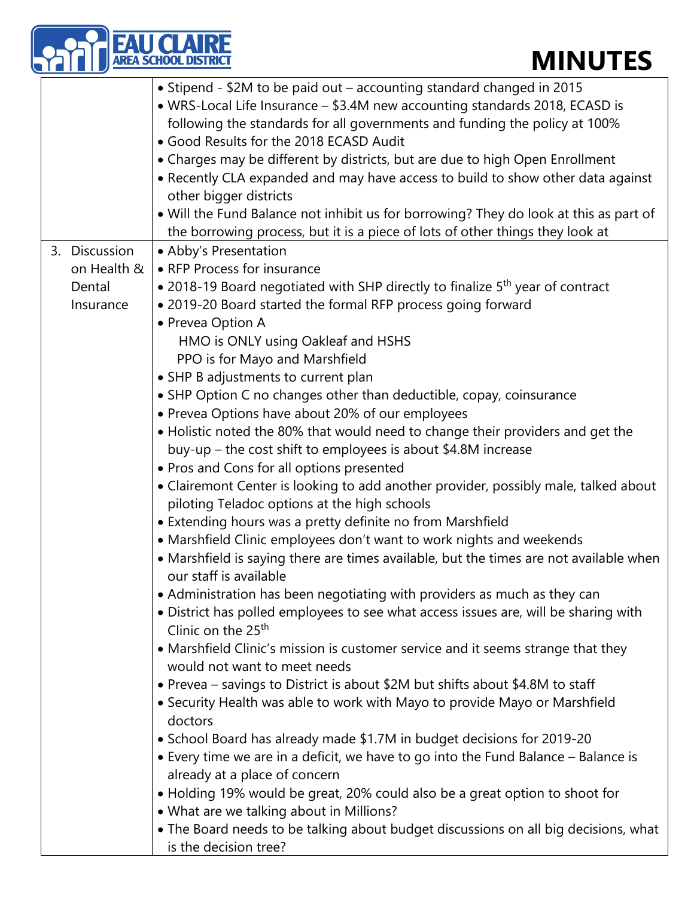| | |
|---|---|
| | • Stipend - $2M to be paid out – accounting standard changed in 2015<br>• WRS-Local Life Insurance – $3.4M new accounting standards 2018, ECASD is following the standards for all governments and funding the policy at 100%<br>• Good Results for the 2018 ECASD Audit<br>• Charges may be different by districts, but are due to high Open Enrollment<br>• Recently CLA expanded and may have access to build to show other data against other bigger districts<br>• Will the Fund Balance not inhibit us for borrowing? They do look at this as part of the borrowing process, but it is a piece of lots of other things they look at |
| 3. Discussion on Health & Dental Insurance | • Abby's Presentation<br>• RFP Process for insurance<br>• 2018-19 Board negotiated with SHP directly to finalize 5th year of contract<br>• 2019-20 Board started the formal RFP process going forward<br>• Prevea Option A<br>  HMO is ONLY using Oakleaf and HSHS<br>  PPO is for Mayo and Marshfield<br>• SHP B adjustments to current plan<br>• SHP Option C no changes other than deductible, copay, coinsurance<br>• Prevea Options have about 20% of our employees<br>• Holistic noted the 80% that would need to change their providers and get the buy-up – the cost shift to employees is about $4.8M increase<br>• Pros and Cons for all options presented<br>• Clairemont Center is looking to add another provider, possibly male, talked about piloting Teladoc options at the high schools<br>• Extending hours was a pretty definite no from Marshfield<br>• Marshfield Clinic employees don't want to work nights and weekends<br>• Marshfield is saying there are times available, but the times are not available when our staff is available<br>• Administration has been negotiating with providers as much as they can<br>• District has polled employees to see what access issues are, will be sharing with Clinic on the 25th<br>• Marshfield Clinic's mission is customer service and it seems strange that they would not want to meet needs<br>• Prevea – savings to District is about $2M but shifts about $4.8M to staff<br>• Security Health was able to work with Mayo to provide Mayo or Marshfield doctors<br>• School Board has already made $1.7M in budget decisions for 2019-20<br>• Every time we are in a deficit, we have to go into the Fund Balance – Balance is already at a place of concern<br>• Holding 19% would be great, 20% could also be a great option to shoot for<br>• What are we talking about in Millions?<br>• The Board needs to be talking about budget discussions on all big decisions, what is the decision tree? |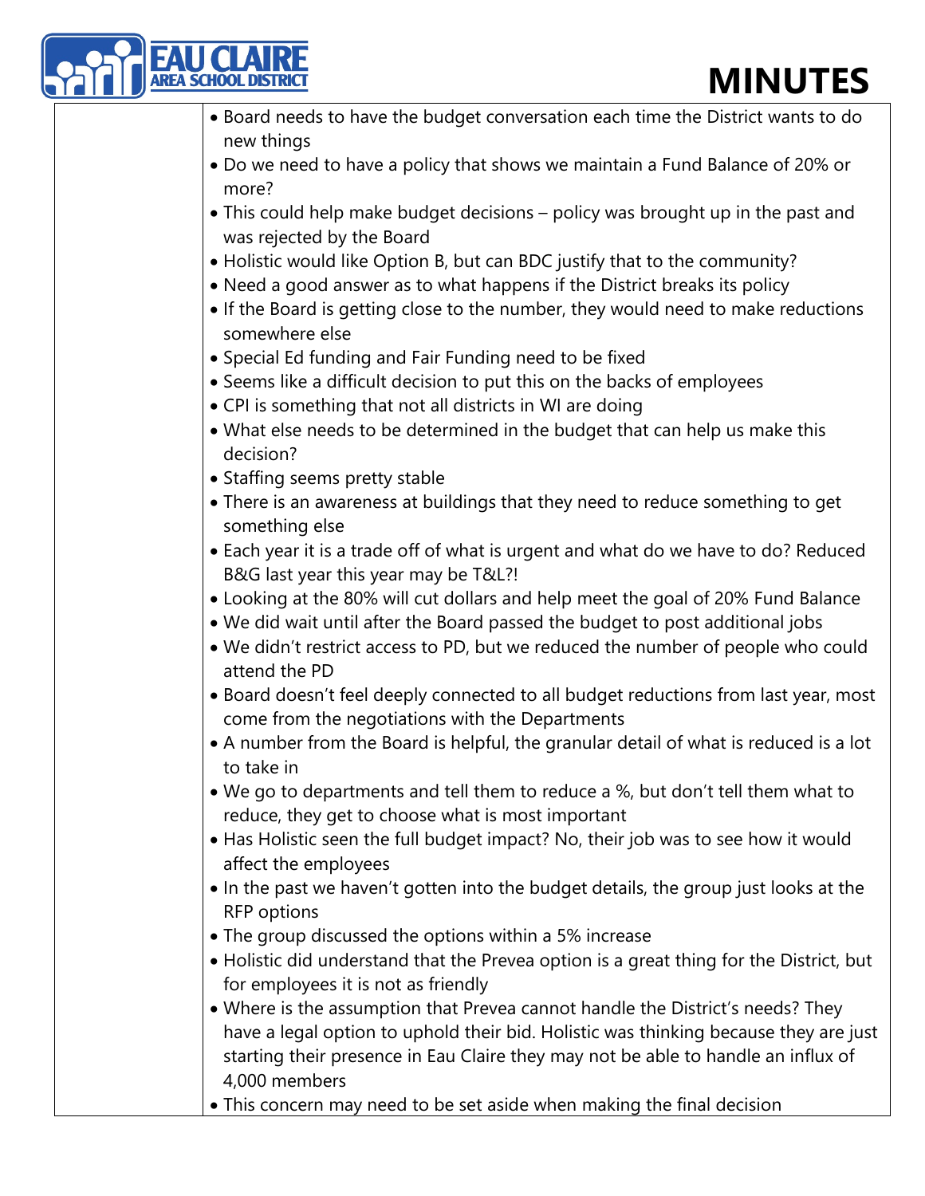- Board needs to have the budget conversation each time the District wants to do new things
- Do we need to have a policy that shows we maintain a Fund Balance of 20% or more?
- This could help make budget decisions – policy was brought up in the past and was rejected by the Board
- Holistic would like Option B, but can BDC justify that to the community?
- Need a good answer as to what happens if the District breaks its policy
- If the Board is getting close to the number, they would need to make reductions somewhere else
- Special Ed funding and Fair Funding need to be fixed
- Seems like a difficult decision to put this on the backs of employees
- CPI is something that not all districts in WI are doing
- What else needs to be determined in the budget that can help us make this decision?
- Staffing seems pretty stable
- There is an awareness at buildings that they need to reduce something to get something else
- Each year it is a trade off of what is urgent and what do we have to do? Reduced B&G last year this year may be T&L?!
- Looking at the 80% will cut dollars and help meet the goal of 20% Fund Balance
- We did wait until after the Board passed the budget to post additional jobs
- We didn't restrict access to PD, but we reduced the number of people who could attend the PD
- Board doesn't feel deeply connected to all budget reductions from last year, most come from the negotiations with the Departments
- A number from the Board is helpful, the granular detail of what is reduced is a lot to take in
- We go to departments and tell them to reduce a %, but don't tell them what to reduce, they get to choose what is most important
- Has Holistic seen the full budget impact? No, their job was to see how it would affect the employees
- In the past we haven't gotten into the budget details, the group just looks at the RFP options
- The group discussed the options within a 5% increase
- Holistic did understand that the Prevea option is a great thing for the District, but for employees it is not as friendly
- Where is the assumption that Prevea cannot handle the District's needs? They have a legal option to uphold their bid. Holistic was thinking because they are just starting their presence in Eau Claire they may not be able to handle an influx of 4,000 members
- This concern may need to be set aside when making the final decision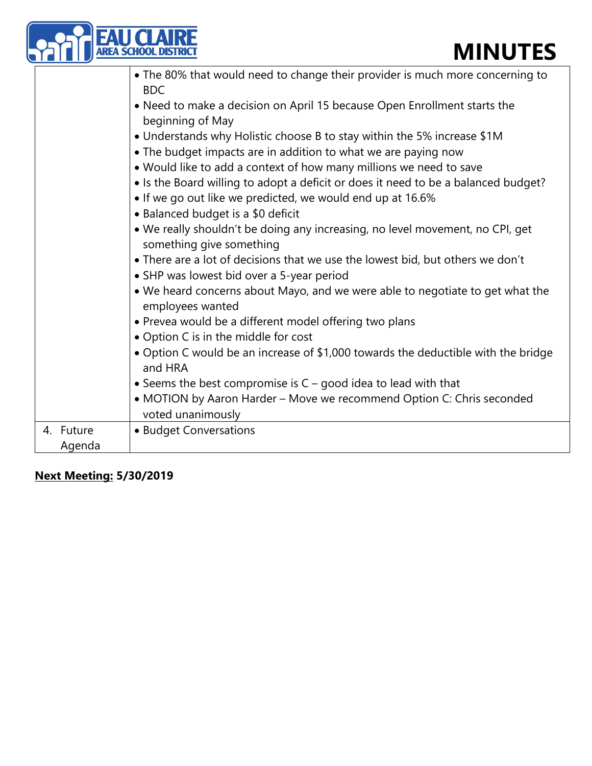| | |
|---|---|
| | • The 80% that would need to change their provider is much more concerning to BDC<br>• Need to make a decision on April 15 because Open Enrollment starts the beginning of May<br>• Understands why Holistic choose B to stay within the 5% increase $1M<br>• The budget impacts are in addition to what we are paying now<br>• Would like to add a context of how many millions we need to save<br>• Is the Board willing to adopt a deficit or does it need to be a balanced budget?<br>• If we go out like we predicted, we would end up at 16.6%<br>• Balanced budget is a $0 deficit<br>• We really shouldn't be doing any increasing, no level movement, no CPI, get something give something<br>• There are a lot of decisions that we use the lowest bid, but others we don't<br>• SHP was lowest bid over a 5-year period<br>• We heard concerns about Mayo, and we were able to negotiate to get what the employees wanted<br>• Prevea would be a different model offering two plans<br>• Option C is in the middle for cost<br>• Option C would be an increase of $1,000 towards the deductible with the bridge and HRA<br>• Seems the best compromise is C – good idea to lead with that<br>• MOTION by Aaron Harder – Move we recommend Option C: Chris seconded voted unanimously |
| 4. Future Agenda | • Budget Conversations |

**Next Meeting: 5/30/2019**